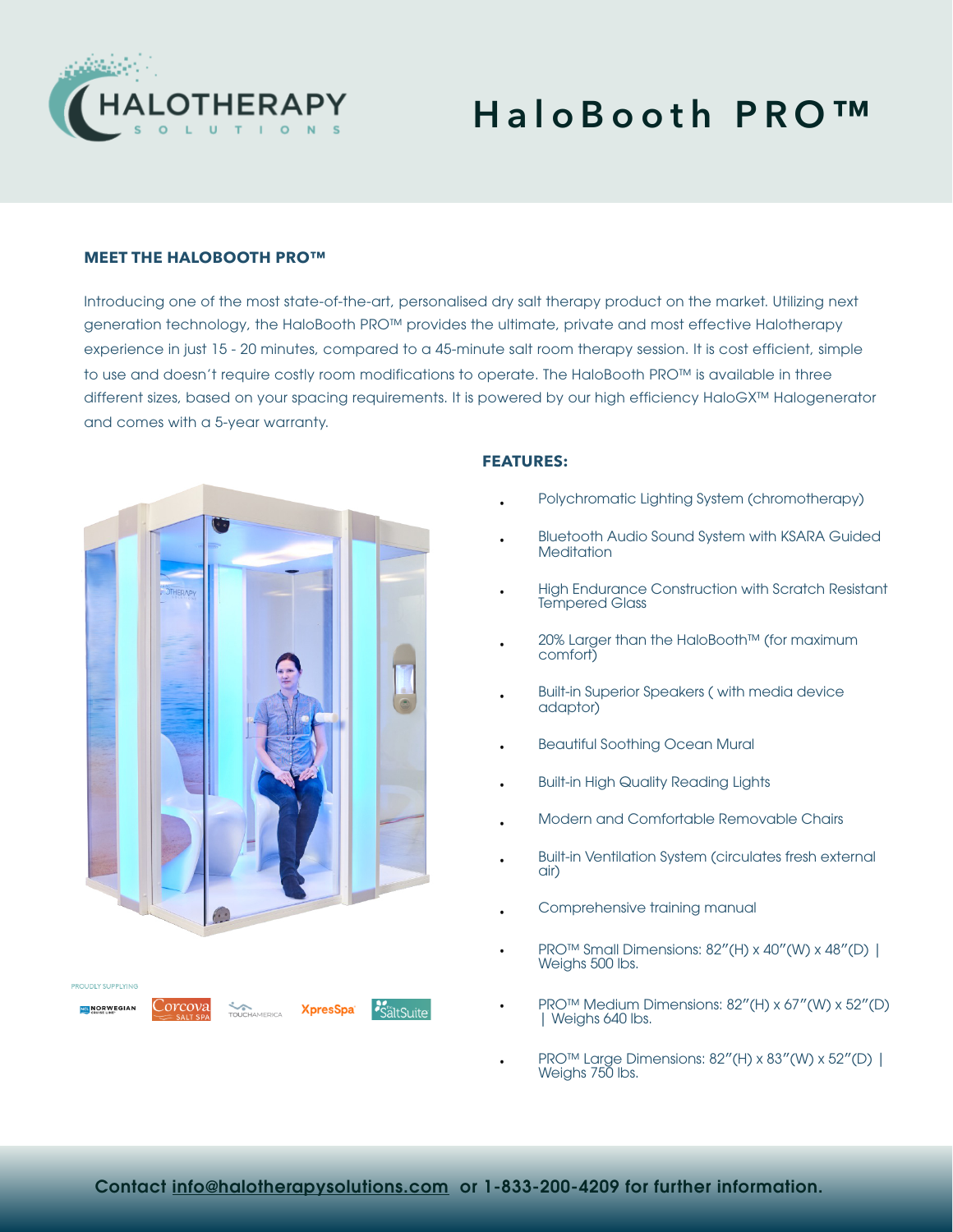# HaloBooth PRO™

## MEET THE HALOBOOTH PRO™

Introducing one of the most state-of-the-art, personalised dry salt therapy product on the market. Utilizing next generation technology, the HaloBooth PRO™ provides the ultimate, private and most effective Halotherapy experience in just 15 - 20 minutes, compared to a 45-minute salt room therapy session. It is cost efficient, simple to use and doesn't require costly room modifications to operate. The HaloBooth PRO™ is available in three different sizes, based on your spacing requirements. It is powered by our high efficiency HaloGX™ Halogenerator and comes with a 5-year warranty.

## FEATURES:

- Polychromatic Lighting System (chromotherapy)
- Bluetooth Audio Sound System with KSARA Guided Meditation
- High Endurance Construction with Scratch Resistant Tempered Glass
- 20% Larger than the HaloBooth™ (for maximum comfort)
- Built-in Superior Speakers ( with media device adaptor)
- Beautiful Soothing Ocean Mural
- Built-in High Quality Reading Lights
- Modern and Comfortable Removable Chairs
- Built-in Ventilation System (circulates fresh external air)
- Comprehensive training manual
- PRO™ Small Dimensions: 82″(H) x 40″(W) x 48″(D) | Weighs 500 lbs.
- PRO™ Medium Dimensions: 82″(H) x 67″(W) x 52″(D) | Weighs 640 lbs.
- PRO™ Large Dimensions: 82″(H) x 83″(W) x 52″(D) | Weighs 750 lbs.

PROUDLY SUPPLYING

NORWEGIAN · Corcova Salt Spa · TouchAmerica · XpresSpa · SaltSuite

Contact info@halotherapysolutions.com or 1-833-200-4209 for further information.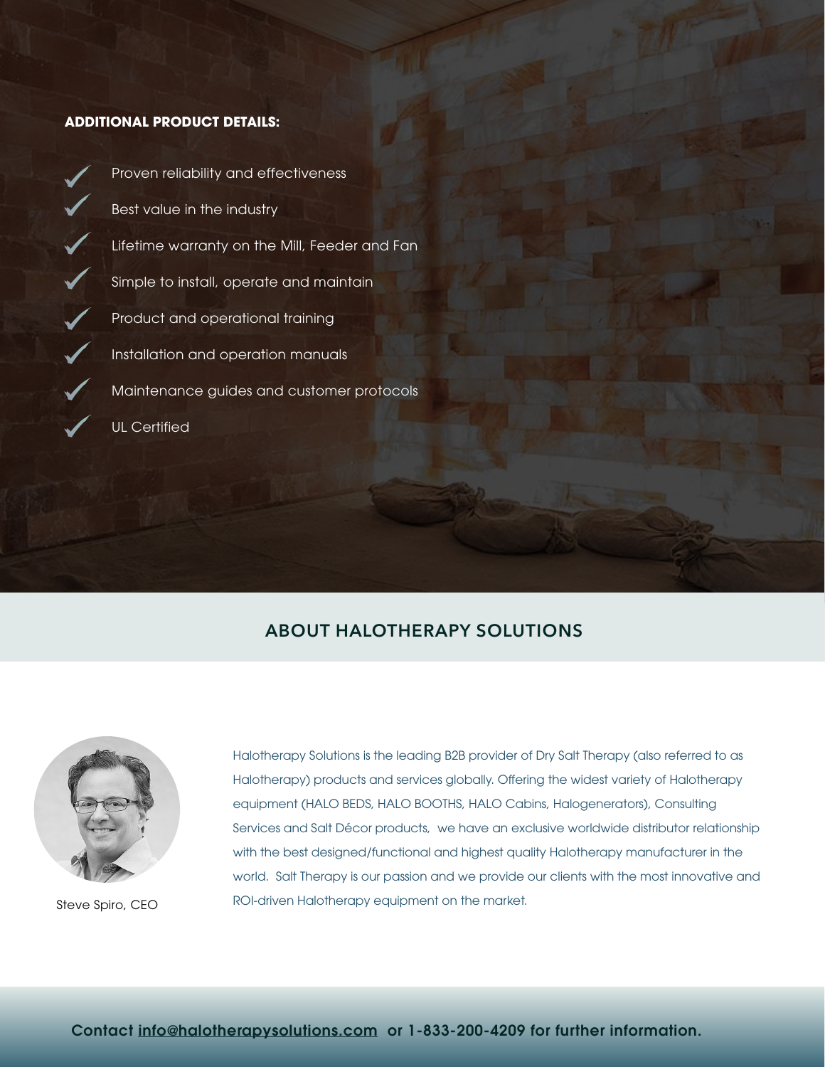**ADDITIONAL PRODUCT DETAILS:**

- Proven reliability and effectiveness
- Best value in the industry
- Lifetime warranty on the Mill, Feeder and Fan
- Simple to install, operate and maintain
- Product and operational training
- Installation and operation manuals
- Maintenance guides and customer protocols
- UL Certified

## ABOUT HALOTHERAPY SOLUTIONS

Steve Spiro, CEO

Halotherapy Solutions is the leading B2B provider of Dry Salt Therapy (also referred to as Halotherapy) products and services globally. Offering the widest variety of Halotherapy equipment (HALO BEDS, HALO BOOTHS, HALO Cabins, Halogenerators), Consulting Services and Salt Décor products, we have an exclusive worldwide distributor relationship with the best designed/functional and highest quality Halotherapy manufacturer in the world. Salt Therapy is our passion and we provide our clients with the most innovative and ROI-driven Halotherapy equipment on the market.

**Contact info@halotherapysolutions.com or 1-833-200-4209 for further information.**